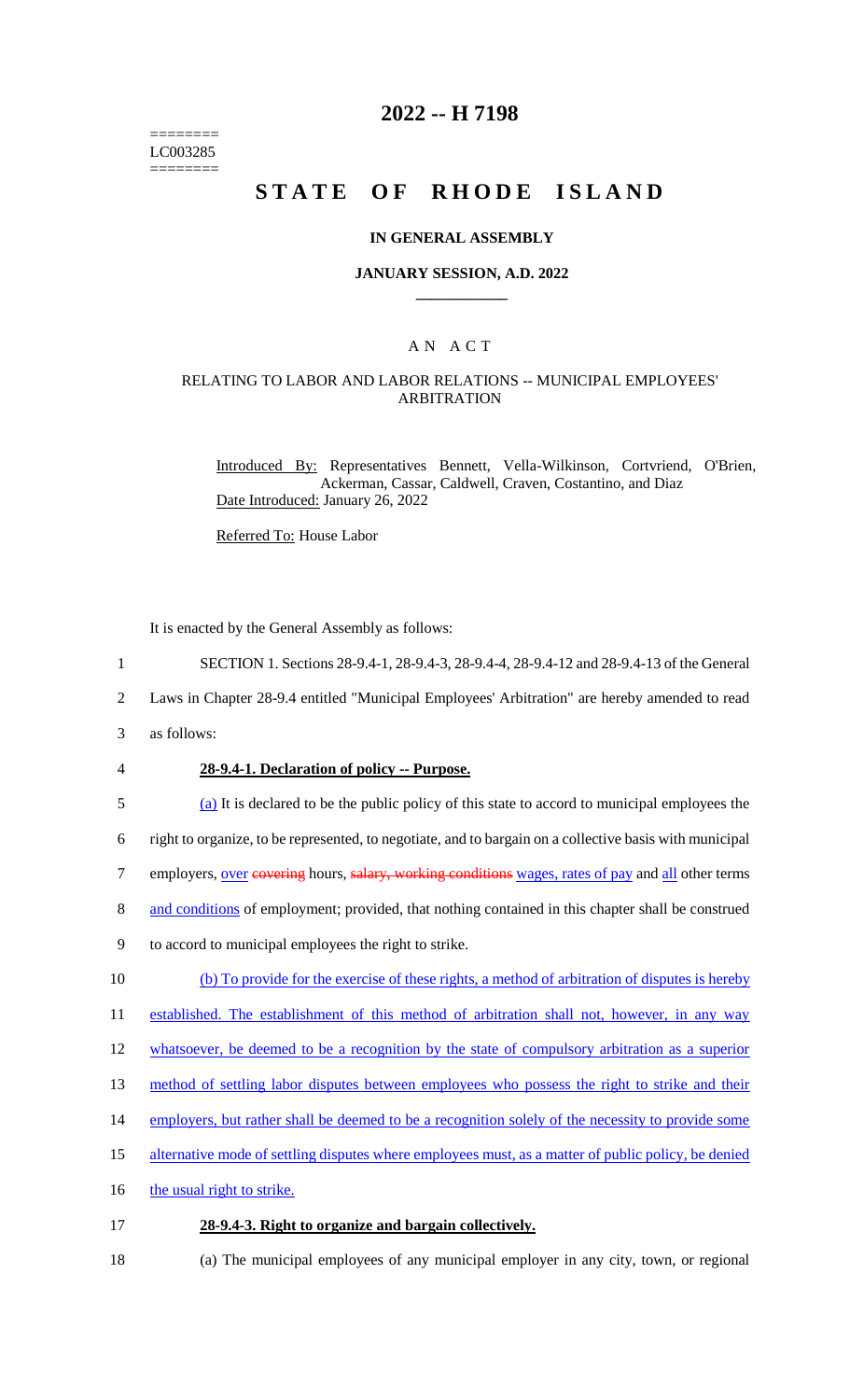========
LC003285
========

# 2022 -- H 7198

# STATE OF RHODE ISLAND

## IN GENERAL ASSEMBLY

### JANUARY SESSION, A.D. 2022

### A N A C T

### RELATING TO LABOR AND LABOR RELATIONS -- MUNICIPAL EMPLOYEES' ARBITRATION

Introduced By: Representatives Bennett, Vella-Wilkinson, Cortvriend, O'Brien, Ackerman, Cassar, Caldwell, Craven, Costantino, and Diaz
Date Introduced: January 26, 2022

Referred To: House Labor

It is enacted by the General Assembly as follows:

1 SECTION 1. Sections 28-9.4-1, 28-9.4-3, 28-9.4-4, 28-9.4-12 and 28-9.4-13 of the General
2 Laws in Chapter 28-9.4 entitled "Municipal Employees' Arbitration" are hereby amended to read
3 as follows:

4 **28-9.4-1. Declaration of policy -- Purpose.**

5 (a) It is declared to be the public policy of this state to accord to municipal employees the
6 right to organize, to be represented, to negotiate, and to bargain on a collective basis with municipal
7 employers, over ~~covering~~ hours, ~~salary, working conditions~~ wages, rates of pay and all other terms
8 and conditions of employment; provided, that nothing contained in this chapter shall be construed
9 to accord to municipal employees the right to strike.

10 (b) To provide for the exercise of these rights, a method of arbitration of disputes is hereby
11 established. The establishment of this method of arbitration shall not, however, in any way
12 whatsoever, be deemed to be a recognition by the state of compulsory arbitration as a superior
13 method of settling labor disputes between employees who possess the right to strike and their
14 employers, but rather shall be deemed to be a recognition solely of the necessity to provide some
15 alternative mode of settling disputes where employees must, as a matter of public policy, be denied
16 the usual right to strike.

17 **28-9.4-3. Right to organize and bargain collectively.**

18 (a) The municipal employees of any municipal employer in any city, town, or regional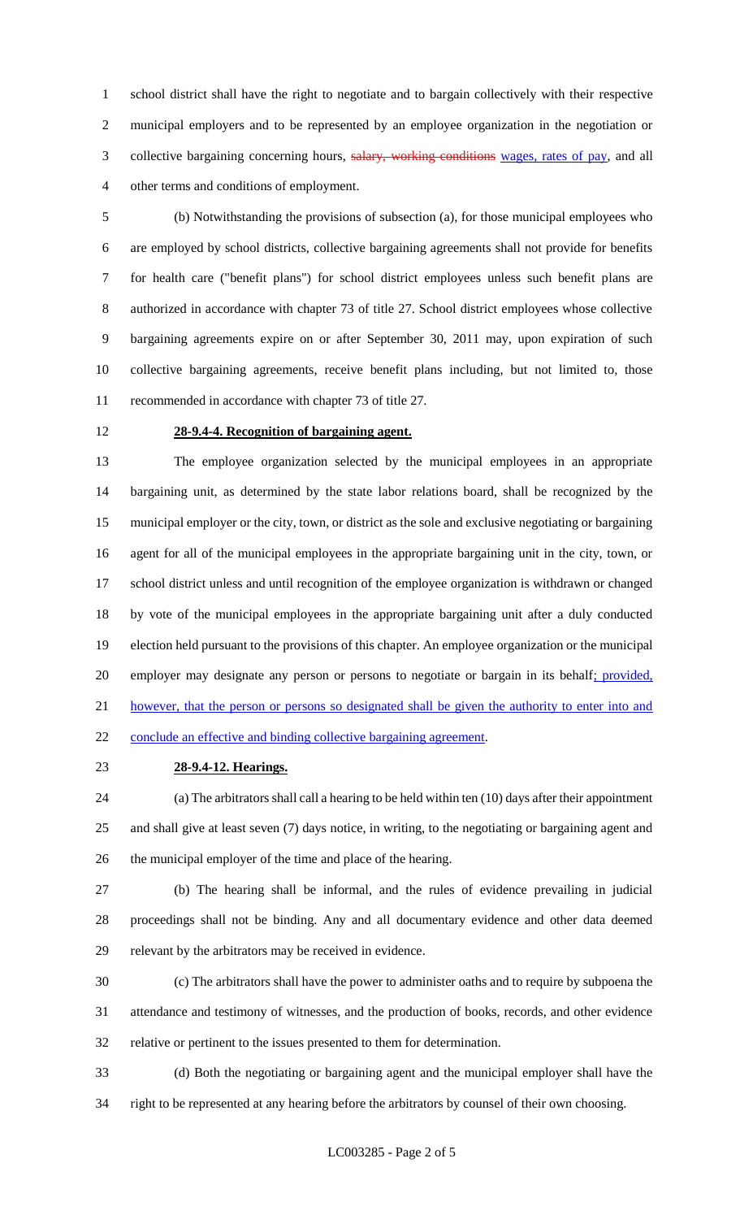school district shall have the right to negotiate and to bargain collectively with their respective municipal employers and to be represented by an employee organization in the negotiation or collective bargaining concerning hours, ~~salary, working conditions~~ wages, rates of pay, and all other terms and conditions of employment.

(b) Notwithstanding the provisions of subsection (a), for those municipal employees who are employed by school districts, collective bargaining agreements shall not provide for benefits for health care ("benefit plans") for school district employees unless such benefit plans are authorized in accordance with chapter 73 of title 27. School district employees whose collective bargaining agreements expire on or after September 30, 2011 may, upon expiration of such collective bargaining agreements, receive benefit plans including, but not limited to, those recommended in accordance with chapter 73 of title 27.

**28-9.4-4. Recognition of bargaining agent.**

The employee organization selected by the municipal employees in an appropriate bargaining unit, as determined by the state labor relations board, shall be recognized by the municipal employer or the city, town, or district as the sole and exclusive negotiating or bargaining agent for all of the municipal employees in the appropriate bargaining unit in the city, town, or school district unless and until recognition of the employee organization is withdrawn or changed by vote of the municipal employees in the appropriate bargaining unit after a duly conducted election held pursuant to the provisions of this chapter. An employee organization or the municipal employer may designate any person or persons to negotiate or bargain in its behalf; provided, however, that the person or persons so designated shall be given the authority to enter into and conclude an effective and binding collective bargaining agreement.

**28-9.4-12. Hearings.**

(a) The arbitrators shall call a hearing to be held within ten (10) days after their appointment and shall give at least seven (7) days notice, in writing, to the negotiating or bargaining agent and the municipal employer of the time and place of the hearing.

(b) The hearing shall be informal, and the rules of evidence prevailing in judicial proceedings shall not be binding. Any and all documentary evidence and other data deemed relevant by the arbitrators may be received in evidence.

(c) The arbitrators shall have the power to administer oaths and to require by subpoena the attendance and testimony of witnesses, and the production of books, records, and other evidence relative or pertinent to the issues presented to them for determination.

(d) Both the negotiating or bargaining agent and the municipal employer shall have the right to be represented at any hearing before the arbitrators by counsel of their own choosing.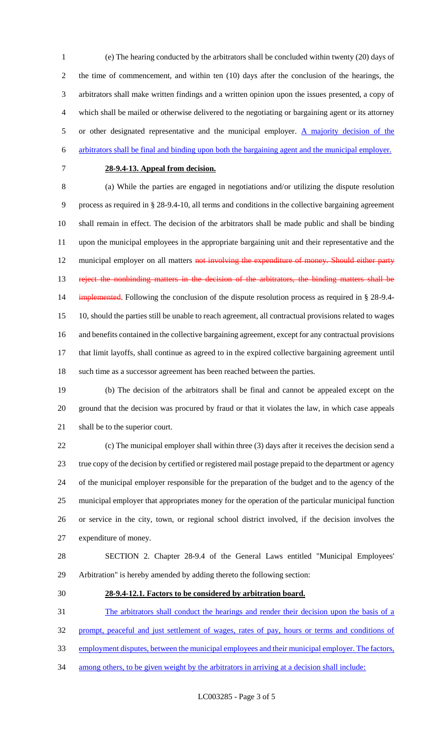(e) The hearing conducted by the arbitrators shall be concluded within twenty (20) days of the time of commencement, and within ten (10) days after the conclusion of the hearings, the arbitrators shall make written findings and a written opinion upon the issues presented, a copy of which shall be mailed or otherwise delivered to the negotiating or bargaining agent or its attorney or other designated representative and the municipal employer. A majority decision of the arbitrators shall be final and binding upon both the bargaining agent and the municipal employer.

**28-9.4-13. Appeal from decision.**

(a) While the parties are engaged in negotiations and/or utilizing the dispute resolution process as required in § 28-9.4-10, all terms and conditions in the collective bargaining agreement shall remain in effect. The decision of the arbitrators shall be made public and shall be binding upon the municipal employees in the appropriate bargaining unit and their representative and the municipal employer on all matters ~~not involving the expenditure of money. Should either party reject the nonbinding matters in the decision of the arbitrators, the binding matters shall be implemented~~. Following the conclusion of the dispute resolution process as required in § 28-9.4-10, should the parties still be unable to reach agreement, all contractual provisions related to wages and benefits contained in the collective bargaining agreement, except for any contractual provisions that limit layoffs, shall continue as agreed to in the expired collective bargaining agreement until such time as a successor agreement has been reached between the parties.

(b) The decision of the arbitrators shall be final and cannot be appealed except on the ground that the decision was procured by fraud or that it violates the law, in which case appeals shall be to the superior court.

(c) The municipal employer shall within three (3) days after it receives the decision send a true copy of the decision by certified or registered mail postage prepaid to the department or agency of the municipal employer responsible for the preparation of the budget and to the agency of the municipal employer that appropriates money for the operation of the particular municipal function or service in the city, town, or regional school district involved, if the decision involves the expenditure of money.

SECTION 2. Chapter 28-9.4 of the General Laws entitled "Municipal Employees' Arbitration" is hereby amended by adding thereto the following section:

**28-9.4-12.1. Factors to be considered by arbitration board.**

The arbitrators shall conduct the hearings and render their decision upon the basis of a prompt, peaceful and just settlement of wages, rates of pay, hours or terms and conditions of employment disputes, between the municipal employees and their municipal employer. The factors, among others, to be given weight by the arbitrators in arriving at a decision shall include: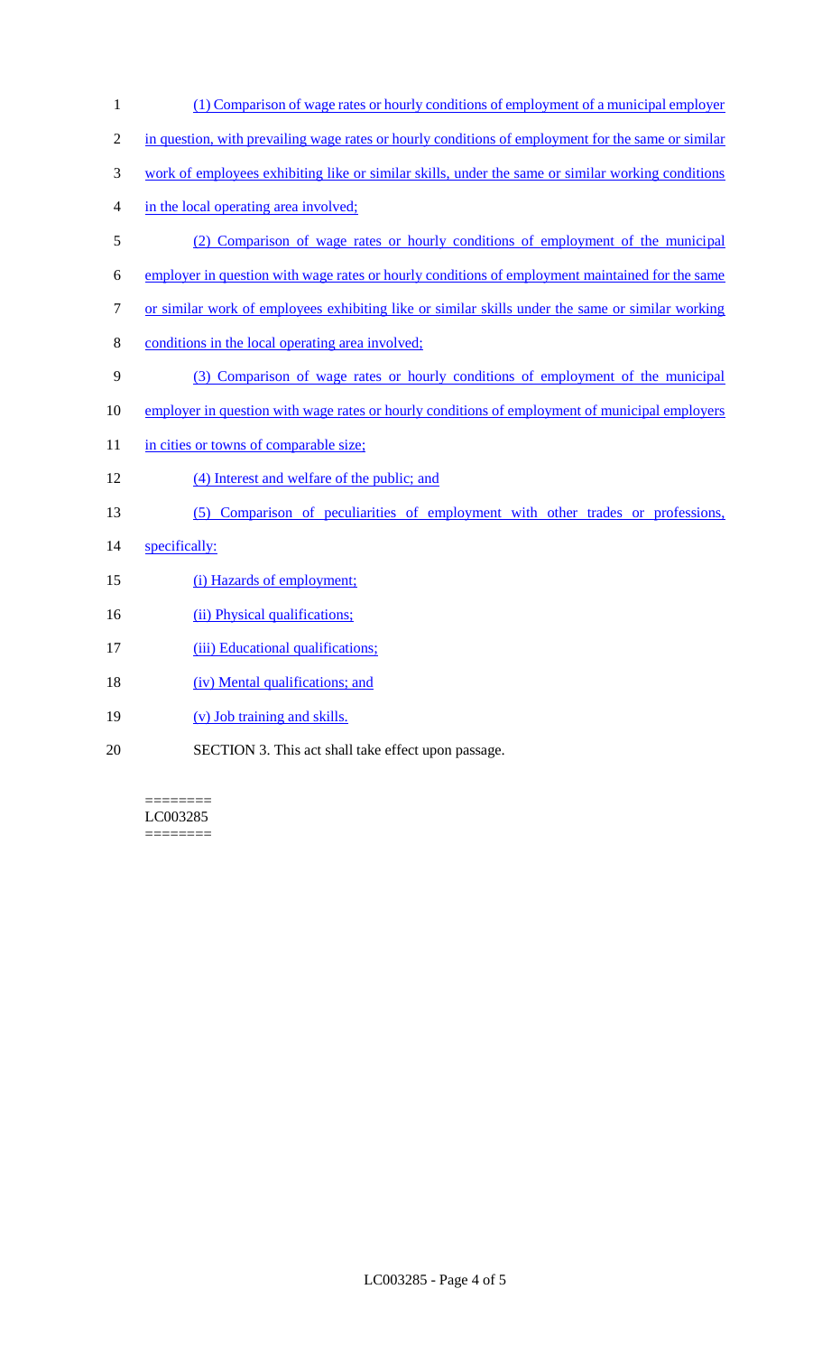(1) Comparison of wage rates or hourly conditions of employment of a municipal employer in question, with prevailing wage rates or hourly conditions of employment for the same or similar work of employees exhibiting like or similar skills, under the same or similar working conditions in the local operating area involved;

(2) Comparison of wage rates or hourly conditions of employment of the municipal employer in question with wage rates or hourly conditions of employment maintained for the same or similar work of employees exhibiting like or similar skills under the same or similar working conditions in the local operating area involved;

(3) Comparison of wage rates or hourly conditions of employment of the municipal employer in question with wage rates or hourly conditions of employment of municipal employers in cities or towns of comparable size;

(4) Interest and welfare of the public; and

(5) Comparison of peculiarities of employment with other trades or professions, specifically:

(i) Hazards of employment;

(ii) Physical qualifications;

(iii) Educational qualifications;

(iv) Mental qualifications; and

(v) Job training and skills.

SECTION 3. This act shall take effect upon passage.

========
LC003285
========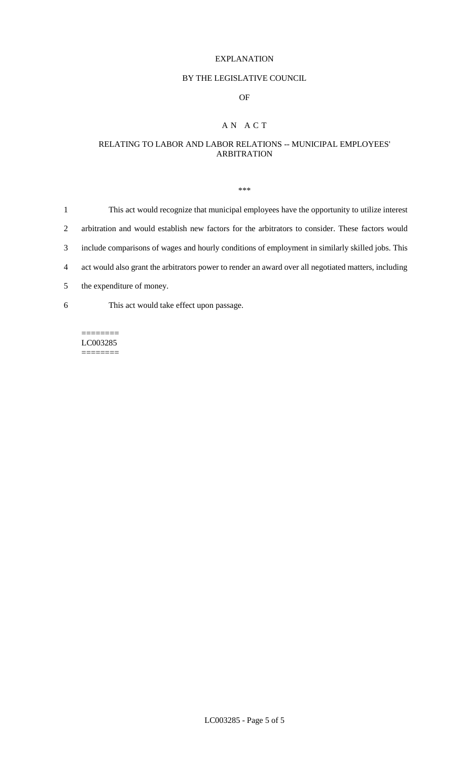EXPLANATION

BY THE LEGISLATIVE COUNCIL

OF

# A N A C T

RELATING TO LABOR AND LABOR RELATIONS -- MUNICIPAL EMPLOYEES' ARBITRATION

\*\*\*

This act would recognize that municipal employees have the opportunity to utilize interest arbitration and would establish new factors for the arbitrators to consider. These factors would include comparisons of wages and hourly conditions of employment in similarly skilled jobs. This act would also grant the arbitrators power to render an award over all negotiated matters, including the expenditure of money.

This act would take effect upon passage.

========
LC003285
========